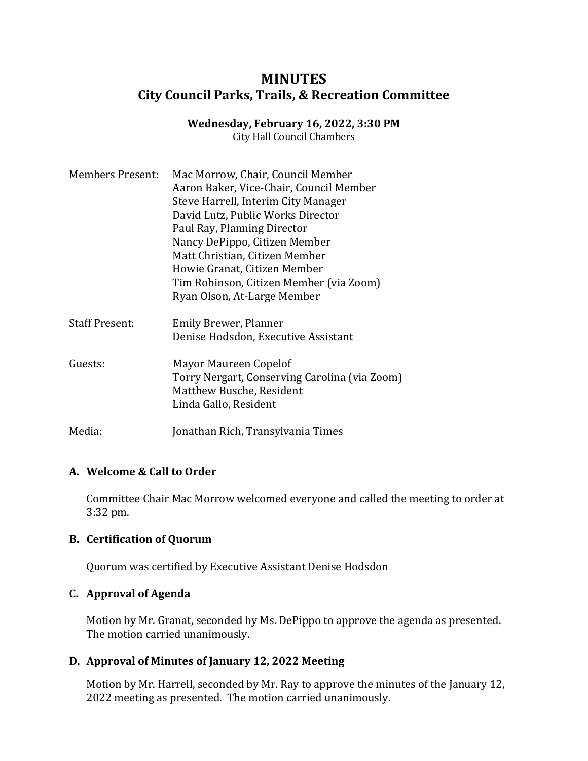# MINUTES

## City Council Parks, Trails, & Recreation Committee

**Wednesday, February 16, 2022, 3:30 PM**
City Hall Council Chambers

| | |
|---|---|
| Members Present: | Mac Morrow, Chair, Council Member<br>Aaron Baker, Vice-Chair, Council Member<br>Steve Harrell, Interim City Manager<br>David Lutz, Public Works Director<br>Paul Ray, Planning Director<br>Nancy DePippo, Citizen Member<br>Matt Christian, Citizen Member<br>Howie Granat, Citizen Member<br>Tim Robinson, Citizen Member (via Zoom)<br>Ryan Olson, At-Large Member |
| Staff Present: | Emily Brewer, Planner<br>Denise Hodsdon, Executive Assistant |
| Guests: | Mayor Maureen Copelof<br>Torry Nergart, Conserving Carolina (via Zoom)<br>Matthew Busche, Resident<br>Linda Gallo, Resident |
| Media: | Jonathan Rich, Transylvania Times |

### A. Welcome & Call to Order

Committee Chair Mac Morrow welcomed everyone and called the meeting to order at 3:32 pm.

### B. Certification of Quorum

Quorum was certified by Executive Assistant Denise Hodsdon

### C. Approval of Agenda

Motion by Mr. Granat, seconded by Ms. DePippo to approve the agenda as presented. The motion carried unanimously.

### D. Approval of Minutes of January 12, 2022 Meeting

Motion by Mr. Harrell, seconded by Mr. Ray to approve the minutes of the January 12, 2022 meeting as presented. The motion carried unanimously.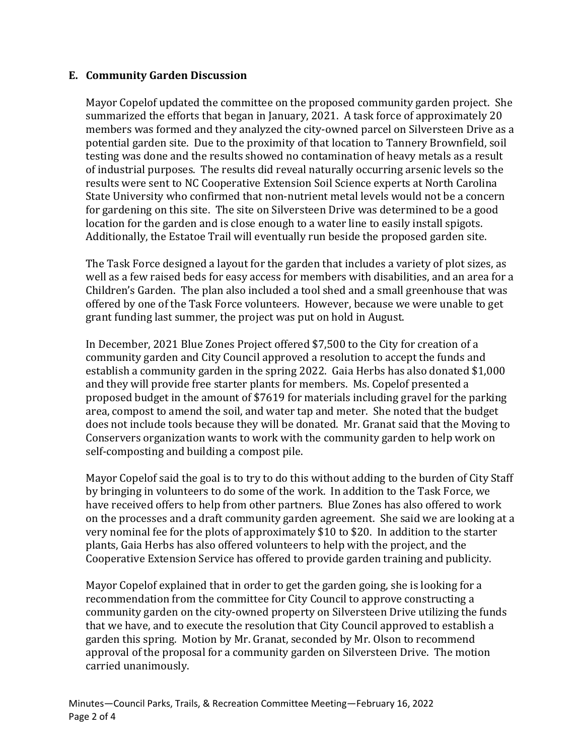### E. Community Garden Discussion

Mayor Copelof updated the committee on the proposed community garden project. She summarized the efforts that began in January, 2021. A task force of approximately 20 members was formed and they analyzed the city-owned parcel on Silversteen Drive as a potential garden site. Due to the proximity of that location to Tannery Brownfield, soil testing was done and the results showed no contamination of heavy metals as a result of industrial purposes. The results did reveal naturally occurring arsenic levels so the results were sent to NC Cooperative Extension Soil Science experts at North Carolina State University who confirmed that non-nutrient metal levels would not be a concern for gardening on this site. The site on Silversteen Drive was determined to be a good location for the garden and is close enough to a water line to easily install spigots. Additionally, the Estatoe Trail will eventually run beside the proposed garden site.

The Task Force designed a layout for the garden that includes a variety of plot sizes, as well as a few raised beds for easy access for members with disabilities, and an area for a Children's Garden. The plan also included a tool shed and a small greenhouse that was offered by one of the Task Force volunteers. However, because we were unable to get grant funding last summer, the project was put on hold in August.

In December, 2021 Blue Zones Project offered $7,500 to the City for creation of a community garden and City Council approved a resolution to accept the funds and establish a community garden in the spring 2022. Gaia Herbs has also donated $1,000 and they will provide free starter plants for members. Ms. Copelof presented a proposed budget in the amount of $7619 for materials including gravel for the parking area, compost to amend the soil, and water tap and meter. She noted that the budget does not include tools because they will be donated. Mr. Granat said that the Moving to Conservers organization wants to work with the community garden to help work on self-composting and building a compost pile.

Mayor Copelof said the goal is to try to do this without adding to the burden of City Staff by bringing in volunteers to do some of the work. In addition to the Task Force, we have received offers to help from other partners. Blue Zones has also offered to work on the processes and a draft community garden agreement. She said we are looking at a very nominal fee for the plots of approximately $10 to $20. In addition to the starter plants, Gaia Herbs has also offered volunteers to help with the project, and the Cooperative Extension Service has offered to provide garden training and publicity.

Mayor Copelof explained that in order to get the garden going, she is looking for a recommendation from the committee for City Council to approve constructing a community garden on the city-owned property on Silversteen Drive utilizing the funds that we have, and to execute the resolution that City Council approved to establish a garden this spring. Motion by Mr. Granat, seconded by Mr. Olson to recommend approval of the proposal for a community garden on Silversteen Drive. The motion carried unanimously.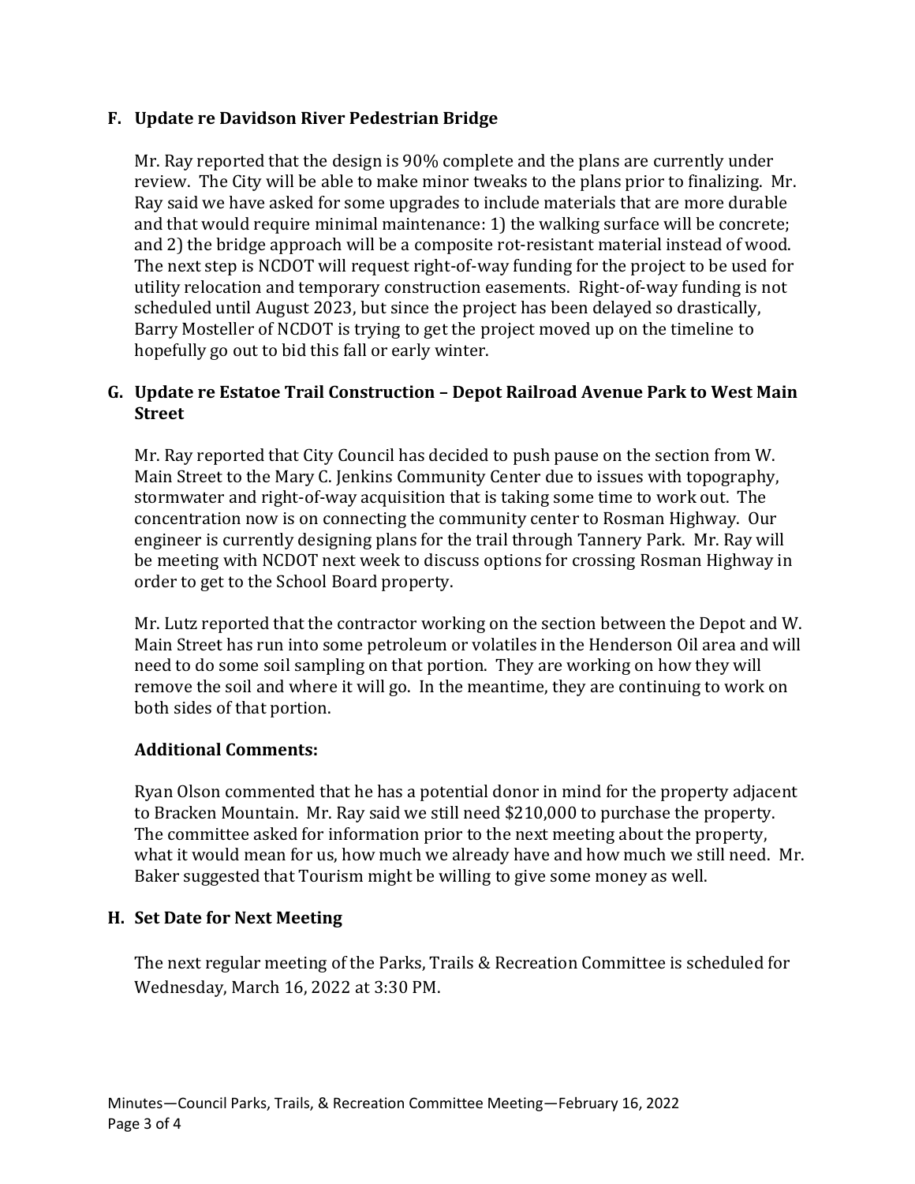## F. Update re Davidson River Pedestrian Bridge

Mr. Ray reported that the design is 90% complete and the plans are currently under review. The City will be able to make minor tweaks to the plans prior to finalizing. Mr. Ray said we have asked for some upgrades to include materials that are more durable and that would require minimal maintenance: 1) the walking surface will be concrete; and 2) the bridge approach will be a composite rot-resistant material instead of wood. The next step is NCDOT will request right-of-way funding for the project to be used for utility relocation and temporary construction easements. Right-of-way funding is not scheduled until August 2023, but since the project has been delayed so drastically, Barry Mosteller of NCDOT is trying to get the project moved up on the timeline to hopefully go out to bid this fall or early winter.

## G. Update re Estatoe Trail Construction – Depot Railroad Avenue Park to West Main Street

Mr. Ray reported that City Council has decided to push pause on the section from W. Main Street to the Mary C. Jenkins Community Center due to issues with topography, stormwater and right-of-way acquisition that is taking some time to work out. The concentration now is on connecting the community center to Rosman Highway. Our engineer is currently designing plans for the trail through Tannery Park. Mr. Ray will be meeting with NCDOT next week to discuss options for crossing Rosman Highway in order to get to the School Board property.

Mr. Lutz reported that the contractor working on the section between the Depot and W. Main Street has run into some petroleum or volatiles in the Henderson Oil area and will need to do some soil sampling on that portion. They are working on how they will remove the soil and where it will go. In the meantime, they are continuing to work on both sides of that portion.

### Additional Comments:

Ryan Olson commented that he has a potential donor in mind for the property adjacent to Bracken Mountain. Mr. Ray said we still need $210,000 to purchase the property. The committee asked for information prior to the next meeting about the property, what it would mean for us, how much we already have and how much we still need. Mr. Baker suggested that Tourism might be willing to give some money as well.

## H. Set Date for Next Meeting

The next regular meeting of the Parks, Trails & Recreation Committee is scheduled for Wednesday, March 16, 2022 at 3:30 PM.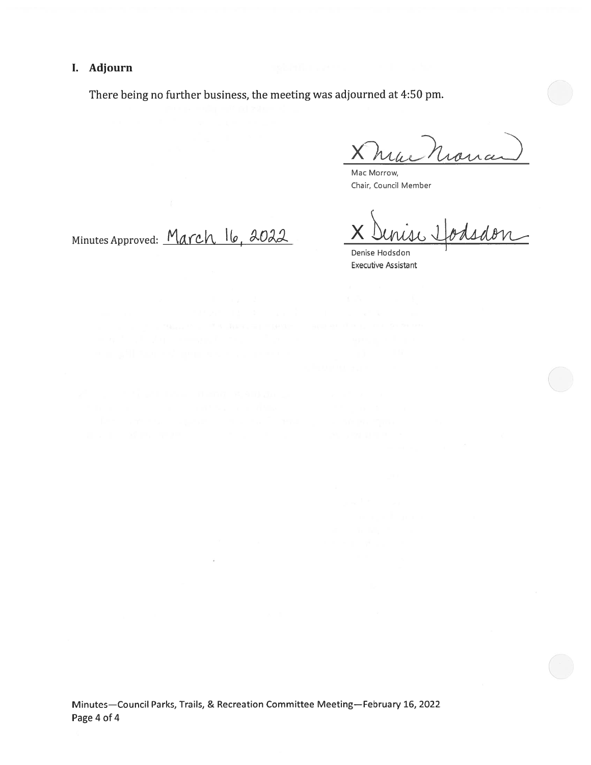## I. Adjourn

There being no further business, the meeting was adjourned at 4:50 pm.

X Mac Morrow

Mac Morrow,
Chair, Council Member

Minutes Approved: March 16, 2022

X Denise Hodsdon

Denise Hodsdon
Executive Assistant

Minutes—Council Parks, Trails, & Recreation Committee Meeting—February 16, 2022